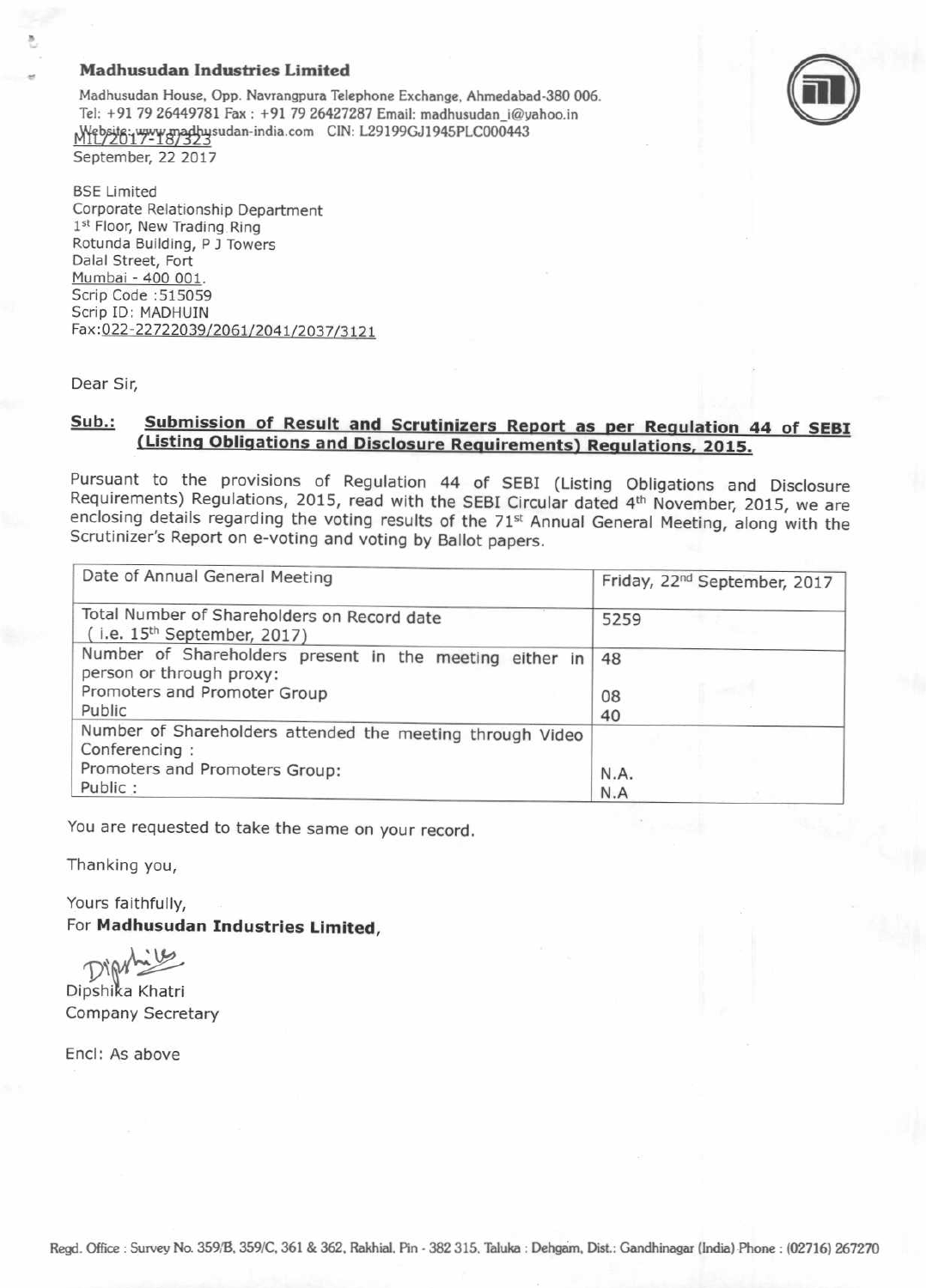**Madhusudan Industries Limited**

Madhusudan House, Opp. Navrangpura Telephone Exchange, Ahmedabad-380 006.
Tel: +91 79 26449781 Fax : +91 79 26427287 Email: madhusudan_i@yahoo.in
Website: www.madhusudan-india.com CIN: L29199GJ1945PLC000443

MIL/2017-18/323
September, 22 2017

BSE Limited
Corporate Relationship Department
1st Floor, New Trading Ring
Rotunda Building, P J Towers
Dalal Street, Fort
Mumbai - 400 001.
Scrip Code :515059
Scrip ID: MADHUIN
Fax:022-22722039/2061/2041/2037/3121

Dear Sir,

**Sub.: Submission of Result and Scrutinizers Report as per Regulation 44 of SEBI (Listing Obligations and Disclosure Requirements) Regulations, 2015.**

Pursuant to the provisions of Regulation 44 of SEBI (Listing Obligations and Disclosure Requirements) Regulations, 2015, read with the SEBI Circular dated 4th November, 2015, we are enclosing details regarding the voting results of the 71st Annual General Meeting, along with the Scrutinizer's Report on e-voting and voting by Ballot papers.

| Date of Annual General Meeting | Friday, 22nd September, 2017 |
|---|---|
| Total Number of Shareholders on Record date (i.e. 15th September, 2017) | 5259 |
| Number of Shareholders present in the meeting either in person or through proxy: | 48 |
| Promoters and Promoter Group | 08 |
| Public | 40 |
| Number of Shareholders attended the meeting through Video Conferencing : | |
| Promoters and Promoters Group: | N.A. |
| Public : | N.A |

You are requested to take the same on your record.

Thanking you,

Yours faithfully,
For **Madhusudan Industries Limited**,

Dipshika Khatri
Company Secretary

Encl: As above

Regd. Office : Survey No. 359/B, 359/C, 361 & 362, Rakhial, Pin - 382 315, Taluka : Dehgam, Dist.: Gandhinagar (India) Phone : (02716) 267270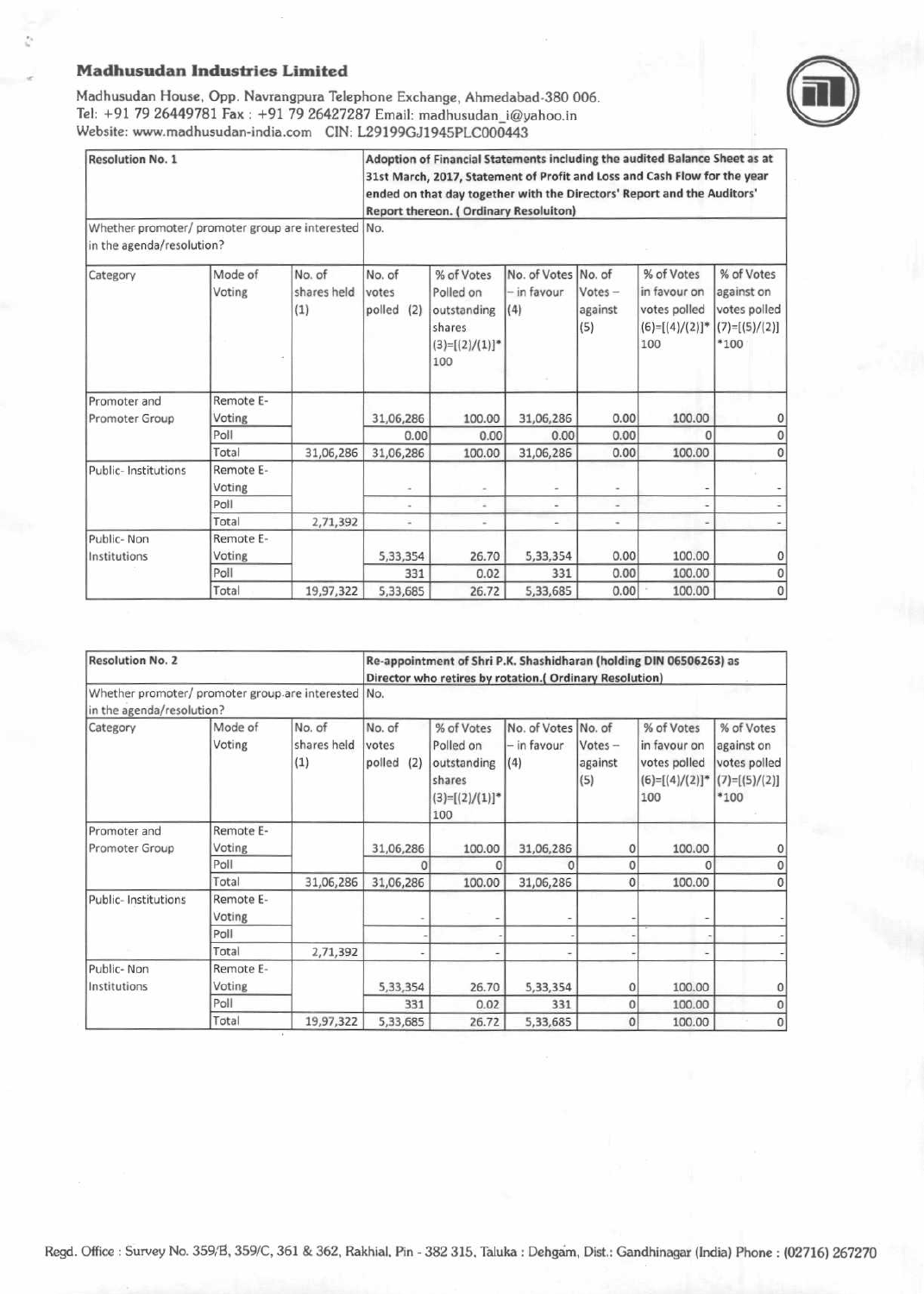**Madhusudan Industries Limited**

Madhusudan House, Opp. Navrangpura Telephone Exchange, Ahmedabad-380 006.
Tel: +91 79 26449781 Fax : +91 79 26427287 Email: madhusudan_i@yahoo.in
Website: www.madhusudan-india.com CIN: L29199GJ1945PLC000443

| Resolution No. 1 | | | Adoption of Financial Statements including the audited Balance Sheet as at 31st March, 2017, Statement of Profit and Loss and Cash Flow for the year ended on that day together with the Directors' Report and the Auditors' Report thereon. ( Ordinary Resoluiton) | | | | | |
|---|---|---|---|---|---|---|---|---|
| Whether promoter/ promoter group are interested in the agenda/resolution? | | | No. | | | | | |
| Category | Mode of Voting | No. of shares held (1) | No. of votes polled (2) | % of Votes Polled on outstanding shares (3)=[(2)/(1)]*100 | No. of Votes – in favour (4) | No. of Votes – against (5) | % of Votes in favour on votes polled (6)=[(4)/(2)]*100 | % of Votes against on votes polled (7)=[(5)/(2)]*100 |
| Promoter and Promoter Group | Remote E-Voting | | 31,06,286 | 100.00 | 31,06,286 | 0.00 | 100.00 | 0 |
| | Poll | | 0.00 | 0.00 | 0.00 | 0.00 | 0 | 0 |
| | Total | 31,06,286 | 31,06,286 | 100.00 | 31,06,286 | 0.00 | 100.00 | 0 |
| Public- Institutions | Remote E-Voting | | - | - | - | - | - | - |
| | Poll | | - | - | - | - | - | - |
| | Total | 2,71,392 | - | - | - | - | - | - |
| Public- Non Institutions | Remote E-Voting | | 5,33,354 | 26.70 | 5,33,354 | 0.00 | 100.00 | 0 |
| | Poll | | 331 | 0.02 | 331 | 0.00 | 100.00 | 0 |
| | Total | 19,97,322 | 5,33,685 | 26.72 | 5,33,685 | 0.00 | 100.00 | 0 |

| Resolution No. 2 | | | Re-appointment of Shri P.K. Shashidharan (holding DIN 06506263) as Director who retires by rotation.( Ordinary Resolution) | | | | | |
|---|---|---|---|---|---|---|---|---|
| Whether promoter/ promoter group are interested in the agenda/resolution? | | | No. | | | | | |
| Category | Mode of Voting | No. of shares held (1) | No. of votes polled (2) | % of Votes Polled on outstanding shares (3)=[(2)/(1)]*100 | No. of Votes – in favour (4) | No. of Votes – against (5) | % of Votes in favour on votes polled (6)=[(4)/(2)]*100 | % of Votes against on votes polled (7)=[(5)/(2)]*100 |
| Promoter and Promoter Group | Remote E-Voting | | 31,06,286 | 100.00 | 31,06,286 | 0 | 100.00 | 0 |
| | Poll | | 0 | 0 | 0 | 0 | 0 | 0 |
| | Total | 31,06,286 | 31,06,286 | 100.00 | 31,06,286 | 0 | 100.00 | 0 |
| Public- Institutions | Remote E-Voting | | - | - | - | - | - | - |
| | Poll | | - | - | - | - | - | - |
| | Total | 2,71,392 | - | - | - | - | - | - |
| Public- Non Institutions | Remote E-Voting | | 5,33,354 | 26.70 | 5,33,354 | 0 | 100.00 | 0 |
| | Poll | | 331 | 0.02 | 331 | 0 | 100.00 | 0 |
| | Total | 19,97,322 | 5,33,685 | 26.72 | 5,33,685 | 0 | 100.00 | 0 |

Regd. Office : Survey No. 359/B, 359/C, 361 & 362, Rakhial, Pin - 382 315, Taluka : Dehgam, Dist.: Gandhinagar (India) Phone : (02716) 267270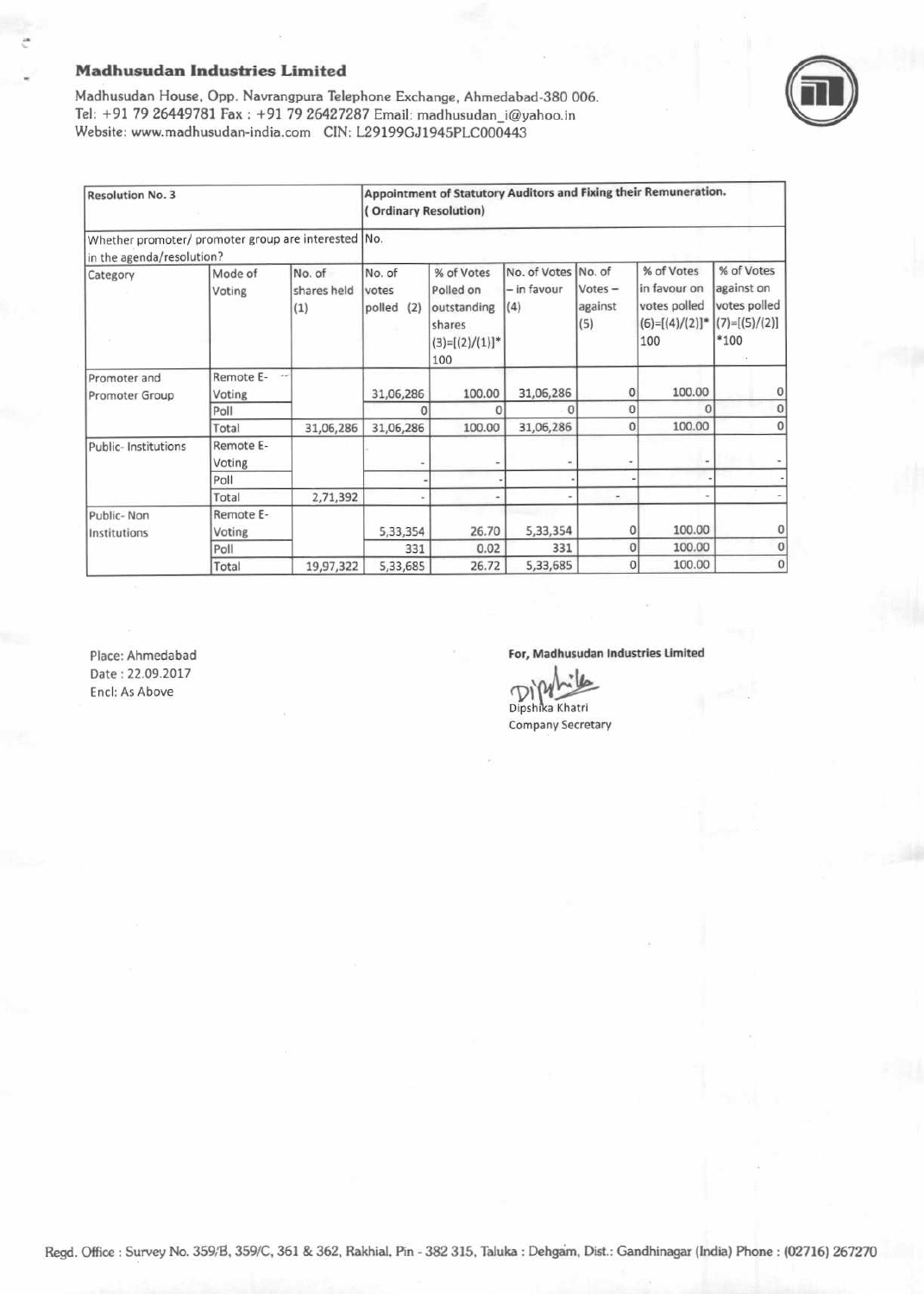**Madhusudan Industries Limited**

Madhusudan House, Opp. Navrangpura Telephone Exchange, Ahmedabad-380 006.
Tel: +91 79 26449781 Fax : +91 79 26427287 Email: madhusudan_i@yahoo.in
Website: www.madhusudan-india.com CIN: L29199GJ1945PLC000443

| Resolution No. 3 | | | Appointment of Statutory Auditors and Fixing their Remuneration. ( Ordinary Resolution) | | | | | |
|---|---|---|---|---|---|---|---|---|
| Whether promoter/ promoter group are interested in the agenda/resolution? | | | No. | | | | | |
| Category | Mode of Voting | No. of shares held (1) | No. of votes polled (2) | % of Votes Polled on outstanding shares (3)=[(2)/(1)]* 100 | No. of Votes – in favour (4) | No. of Votes – against (5) | % of Votes in favour on votes polled (6)=[(4)/(2)]* 100 | % of Votes against on votes polled (7)=[(5)/(2)] *100 |
| Promoter and Promoter Group | Remote E-Voting | | 31,06,286 | 100.00 | 31,06,286 | 0 | 100.00 | 0 |
| | Poll | | 0 | 0 | 0 | 0 | 0 | 0 |
| | Total | 31,06,286 | 31,06,286 | 100.00 | 31,06,286 | 0 | 100.00 | 0 |
| Public- Institutions | Remote E-Voting | | - | - | - | - | - | - |
| | Poll | | - | - | - | - | - | - |
| | Total | 2,71,392 | - | - | - | - | - | - |
| Public- Non Institutions | Remote E-Voting | | 5,33,354 | 26.70 | 5,33,354 | 0 | 100.00 | 0 |
| | Poll | | 331 | 0.02 | 331 | 0 | 100.00 | 0 |
| | Total | 19,97,322 | 5,33,685 | 26.72 | 5,33,685 | 0 | 100.00 | 0 |

Place: Ahmedabad
Date : 22.09.2017
Encl: As Above

For, Madhusudan Industries Limited

Dipshika Khatri
Company Secretary

Regd. Office : Survey No. 359/B, 359/C, 361 & 362, Rakhial, Pin - 382 315, Taluka : Dehgam, Dist.: Gandhinagar (India) Phone : (02716) 267270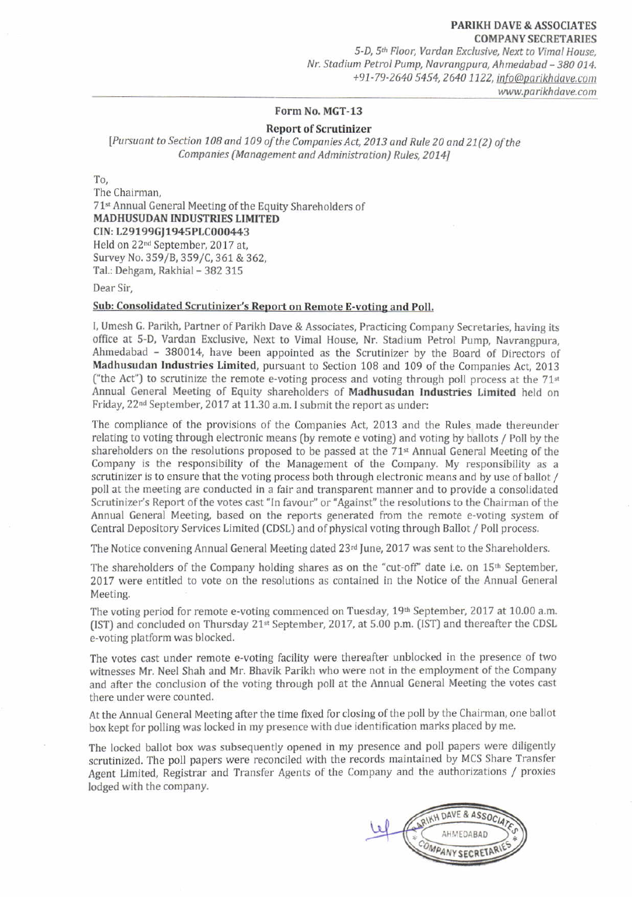**PARIKH DAVE & ASSOCIATES**
**COMPANY SECRETARIES**
*5-D, 5th Floor, Vardan Exclusive, Next to Vimal House,*
*Nr. Stadium Petrol Pump, Navrangpura, Ahmedabad – 380 014.*
*+91-79-2640 5454, 2640 1122, info@parikhdave.com*
*www.parikhdave.com*

**Form No. MGT-13**

**Report of Scrutinizer**

*[Pursuant to Section 108 and 109 of the Companies Act, 2013 and Rule 20 and 21(2) of the Companies (Management and Administration) Rules, 2014]*

To,
The Chairman,
71st Annual General Meeting of the Equity Shareholders of
**MADHUSUDAN INDUSTRIES LIMITED**
**CIN: L29199GJ1945PLC000443**
Held on 22nd September, 2017 at,
Survey No. 359/B, 359/C, 361 & 362,
Tal.: Dehgam, Rakhial – 382 315

Dear Sir,

**Sub: Consolidated Scrutinizer's Report on Remote E-voting and Poll.**

I, Umesh G. Parikh, Partner of Parikh Dave & Associates, Practicing Company Secretaries, having its office at 5-D, Vardan Exclusive, Next to Vimal House, Nr. Stadium Petrol Pump, Navrangpura, Ahmedabad – 380014, have been appointed as the Scrutinizer by the Board of Directors of **Madhusudan Industries Limited**, pursuant to Section 108 and 109 of the Companies Act, 2013 ("the Act") to scrutinize the remote e-voting process and voting through poll process at the 71st Annual General Meeting of Equity shareholders of **Madhusudan Industries Limited** held on Friday, 22nd September, 2017 at 11.30 a.m. I submit the report as under:

The compliance of the provisions of the Companies Act, 2013 and the Rules made thereunder relating to voting through electronic means (by remote e voting) and voting by ballots / Poll by the shareholders on the resolutions proposed to be passed at the 71st Annual General Meeting of the Company is the responsibility of the Management of the Company. My responsibility as a scrutinizer is to ensure that the voting process both through electronic means and by use of ballot / poll at the meeting are conducted in a fair and transparent manner and to provide a consolidated Scrutinizer's Report of the votes cast "In favour" or "Against" the resolutions to the Chairman of the Annual General Meeting, based on the reports generated from the remote e-voting system of Central Depository Services Limited (CDSL) and of physical voting through Ballot / Poll process.

The Notice convening Annual General Meeting dated 23rd June, 2017 was sent to the Shareholders.

The shareholders of the Company holding shares as on the "cut-off" date i.e. on 15th September, 2017 were entitled to vote on the resolutions as contained in the Notice of the Annual General Meeting.

The voting period for remote e-voting commenced on Tuesday, 19th September, 2017 at 10.00 a.m. (IST) and concluded on Thursday 21st September, 2017, at 5.00 p.m. (IST) and thereafter the CDSL e-voting platform was blocked.

The votes cast under remote e-voting facility were thereafter unblocked in the presence of two witnesses Mr. Neel Shah and Mr. Bhavik Parikh who were not in the employment of the Company and after the conclusion of the voting through poll at the Annual General Meeting the votes cast there under were counted.

At the Annual General Meeting after the time fixed for closing of the poll by the Chairman, one ballot box kept for polling was locked in my presence with due identification marks placed by me.

The locked ballot box was subsequently opened in my presence and poll papers were diligently scrutinized. The poll papers were reconciled with the records maintained by MCS Share Transfer Agent Limited, Registrar and Transfer Agents of the Company and the authorizations / proxies lodged with the company.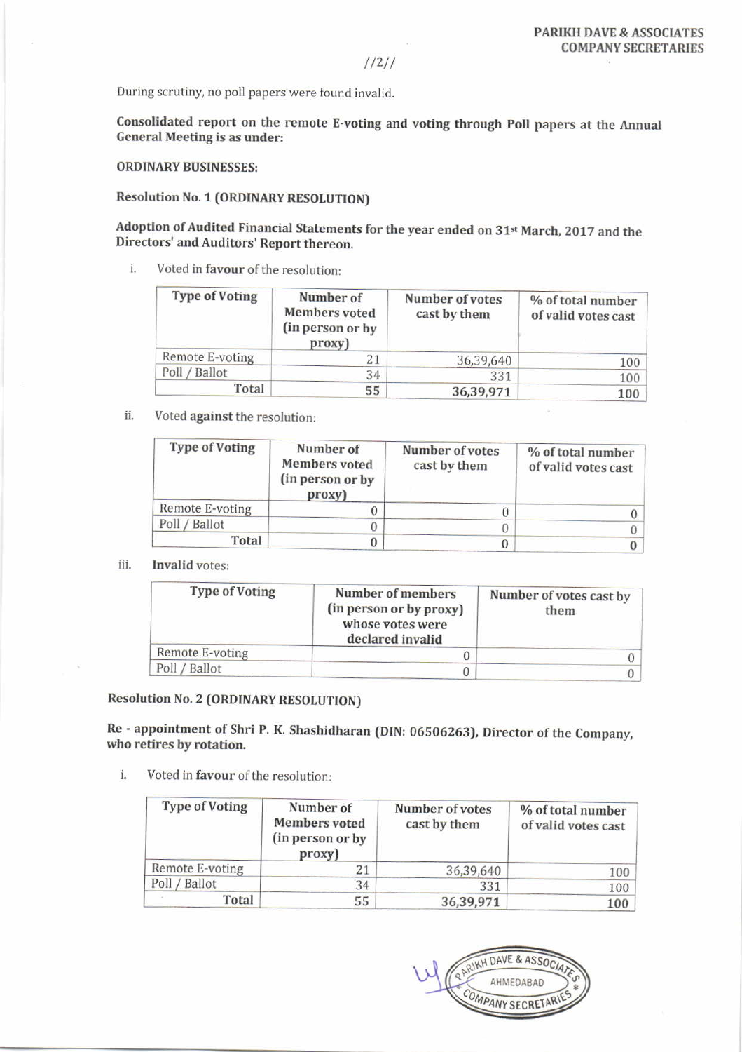During scrutiny, no poll papers were found invalid.

**Consolidated report on the remote E-voting and voting through Poll papers at the Annual General Meeting is as under:**

**ORDINARY BUSINESSES:**

**Resolution No. 1 (ORDINARY RESOLUTION)**

**Adoption of Audited Financial Statements for the year ended on 31st March, 2017 and the Directors' and Auditors' Report thereon.**

i. Voted in **favour** of the resolution:

| Type of Voting | Number of Members voted (in person or by proxy) | Number of votes cast by them | % of total number of valid votes cast |
|---|---|---|---|
| Remote E-voting | 21 | 36,39,640 | 100 |
| Poll / Ballot | 34 | 331 | 100 |
| **Total** | **55** | **36,39,971** | **100** |

ii. Voted **against** the resolution:

| Type of Voting | Number of Members voted (in person or by proxy) | Number of votes cast by them | % of total number of valid votes cast |
|---|---|---|---|
| Remote E-voting | 0 | 0 | 0 |
| Poll / Ballot | 0 | 0 | 0 |
| **Total** | **0** | **0** | **0** |

iii. **Invalid** votes:

| Type of Voting | Number of members (in person or by proxy) whose votes were declared invalid | Number of votes cast by them |
|---|---|---|
| Remote E-voting | 0 | 0 |
| Poll / Ballot | 0 | 0 |

**Resolution No. 2 (ORDINARY RESOLUTION)**

**Re - appointment of Shri P. K. Shashidharan (DIN: 06506263), Director of the Company, who retires by rotation.**

i. Voted in **favour** of the resolution:

| Type of Voting | Number of Members voted (in person or by proxy) | Number of votes cast by them | % of total number of valid votes cast |
|---|---|---|---|
| Remote E-voting | 21 | 36,39,640 | 100 |
| Poll / Ballot | 34 | 331 | 100 |
| **Total** | **55** | **36,39,971** | **100** |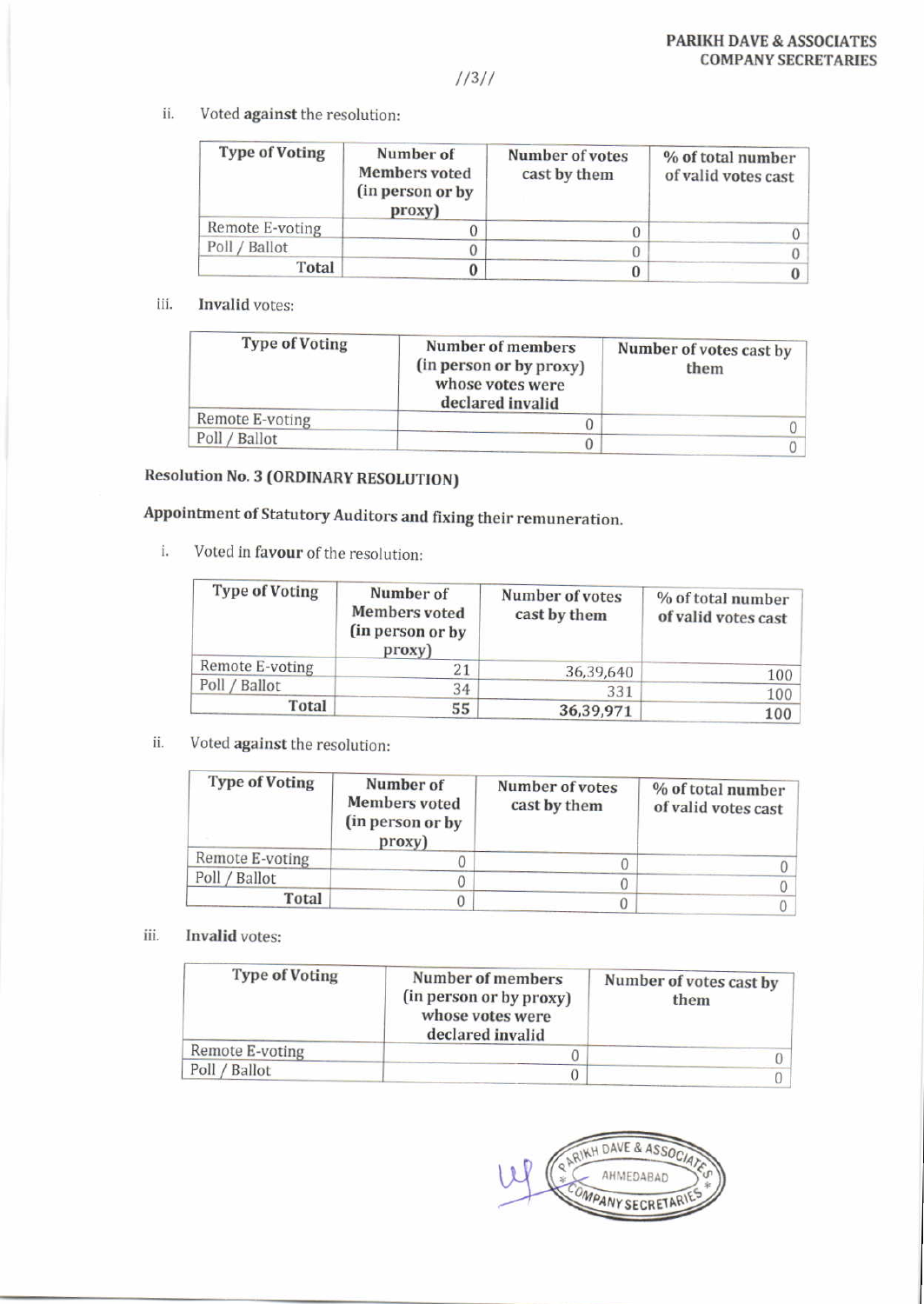ii. Voted **against** the resolution:

| Type of Voting | Number of Members voted (in person or by proxy) | Number of votes cast by them | % of total number of valid votes cast |
|---|---|---|---|
| Remote E-voting | 0 | 0 | 0 |
| Poll / Ballot | 0 | 0 | 0 |
| **Total** | **0** | **0** | **0** |

iii. **Invalid** votes:

| Type of Voting | Number of members (in person or by proxy) whose votes were declared invalid | Number of votes cast by them |
|---|---|---|
| Remote E-voting | 0 | 0 |
| Poll / Ballot | 0 | 0 |

**Resolution No. 3 (ORDINARY RESOLUTION)**

**Appointment of Statutory Auditors and fixing their remuneration.**

i. Voted in **favour** of the resolution:

| Type of Voting | Number of Members voted (in person or by proxy) | Number of votes cast by them | % of total number of valid votes cast |
|---|---|---|---|
| Remote E-voting | 21 | 36,39,640 | 100 |
| Poll / Ballot | 34 | 331 | 100 |
| **Total** | **55** | **36,39,971** | **100** |

ii. Voted **against** the resolution:

| Type of Voting | Number of Members voted (in person or by proxy) | Number of votes cast by them | % of total number of valid votes cast |
|---|---|---|---|
| Remote E-voting | 0 | 0 | 0 |
| Poll / Ballot | 0 | 0 | 0 |
| **Total** | 0 | 0 | 0 |

iii. **Invalid** votes:

| Type of Voting | Number of members (in person or by proxy) whose votes were declared invalid | Number of votes cast by them |
|---|---|---|
| Remote E-voting | 0 | 0 |
| Poll / Ballot | 0 | 0 |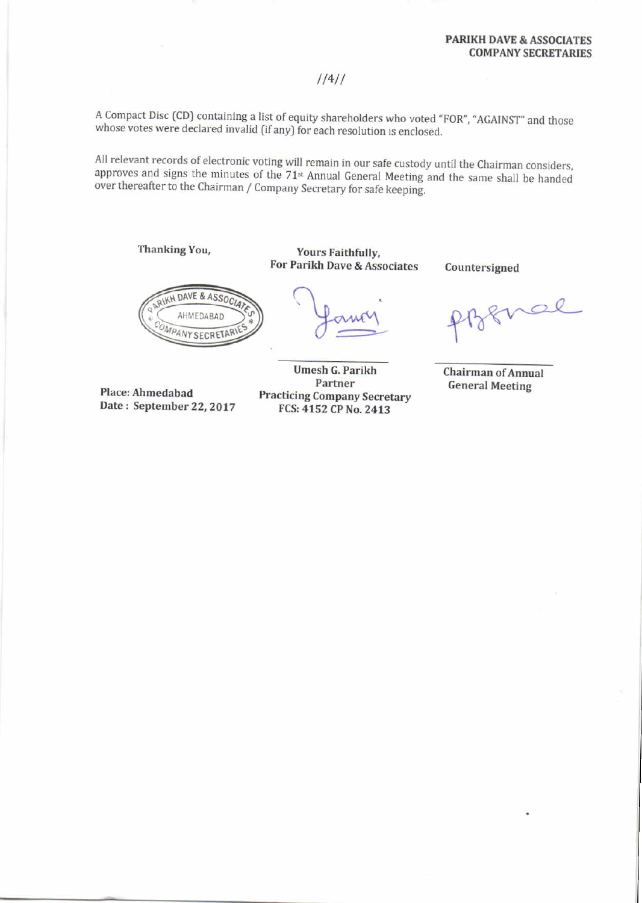A Compact Disc (CD) containing a list of equity shareholders who voted "FOR", "AGAINST" and those whose votes were declared invalid (if any) for each resolution is enclosed.

All relevant records of electronic voting will remain in our safe custody until the Chairman considers, approves and signs the minutes of the 71st Annual General Meeting and the same shall be handed over thereafter to the Chairman / Company Secretary for safe keeping.

**Thanking You,**

**Yours Faithfully,**
**For Parikh Dave & Associates**

**Umesh G. Parikh**
**Partner**
**Practicing Company Secretary**
**FCS: 4152 CP No. 2413**

**Countersigned**

**Chairman of Annual General Meeting**

**Place: Ahmedabad**
**Date : September 22, 2017**